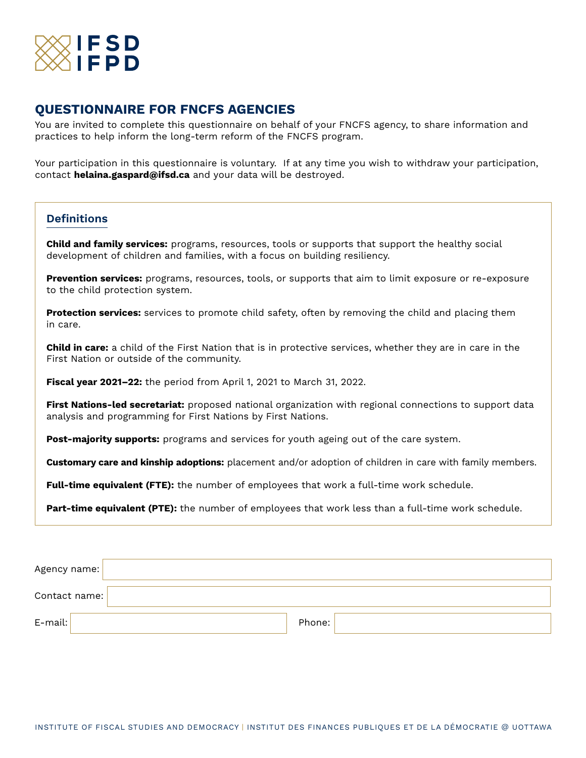IFSD
IFPD

# QUESTIONNAIRE FOR FNCFS AGENCIES

You are invited to complete this questionnaire on behalf of your FNCFS agency, to share information and practices to help inform the long-term reform of the FNCFS program.

Your participation in this questionnaire is voluntary.  If at any time you wish to withdraw your participation, contact **helaina.gaspard@ifsd.ca** and your data will be destroyed.

## Definitions

**Child and family services:** programs, resources, tools or supports that support the healthy social development of children and families, with a focus on building resiliency.

**Prevention services:** programs, resources, tools, or supports that aim to limit exposure or re-exposure to the child protection system.

**Protection services:** services to promote child safety, often by removing the child and placing them in care.

**Child in care:** a child of the First Nation that is in protective services, whether they are in care in the First Nation or outside of the community.

**Fiscal year 2021–22:** the period from April 1, 2021 to March 31, 2022.

**First Nations-led secretariat:** proposed national organization with regional connections to support data analysis and programming for First Nations by First Nations.

**Post-majority supports:** programs and services for youth ageing out of the care system.

**Customary care and kinship adoptions:** placement and/or adoption of children in care with family members.

**Full-time equivalent (FTE):** the number of employees that work a full-time work schedule.

**Part-time equivalent (PTE):** the number of employees that work less than a full-time work schedule.

Agency name:

Contact name:

E-mail:

Phone: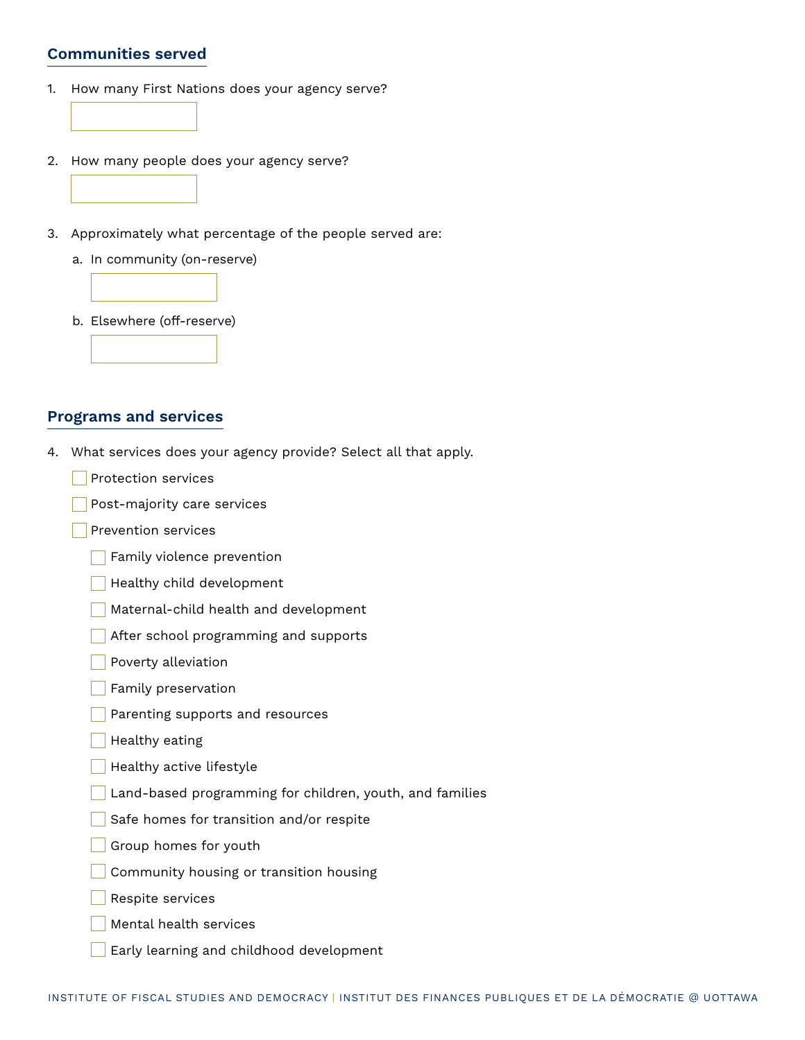## Communities served

1. How many First Nations does your agency serve?

2. How many people does your agency serve?

3. Approximately what percentage of the people served are:

   a. In community (on-reserve)

   b. Elsewhere (off-reserve)

## Programs and services

4. What services does your agency provide? Select all that apply.

   - [ ] Protection services
   - [ ] Post-majority care services
   - [ ] Prevention services
     - [ ] Family violence prevention
     - [ ] Healthy child development
     - [ ] Maternal-child health and development
     - [ ] After school programming and supports
     - [ ] Poverty alleviation
     - [ ] Family preservation
     - [ ] Parenting supports and resources
     - [ ] Healthy eating
     - [ ] Healthy active lifestyle
     - [ ] Land-based programming for children, youth, and families
     - [ ] Safe homes for transition and/or respite
     - [ ] Group homes for youth
     - [ ] Community housing or transition housing
     - [ ] Respite services
     - [ ] Mental health services
     - [ ] Early learning and childhood development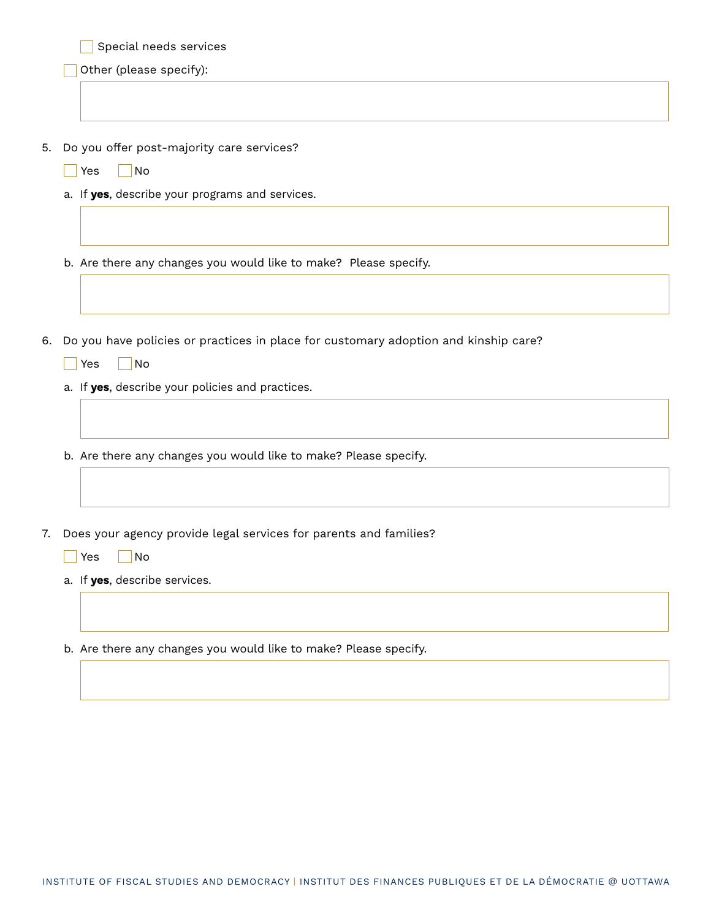- [ ] Special needs services

- [ ] Other (please specify):

5. Do you offer post-majority care services?

   - [ ] Yes
   - [ ] No

   a. If **yes**, describe your programs and services.

   b. Are there any changes you would like to make? Please specify.

6. Do you have policies or practices in place for customary adoption and kinship care?

   - [ ] Yes
   - [ ] No

   a. If **yes**, describe your policies and practices.

   b. Are there any changes you would like to make? Please specify.

7. Does your agency provide legal services for parents and families?

   - [ ] Yes
   - [ ] No

   a. If **yes**, describe services.

   b. Are there any changes you would like to make? Please specify.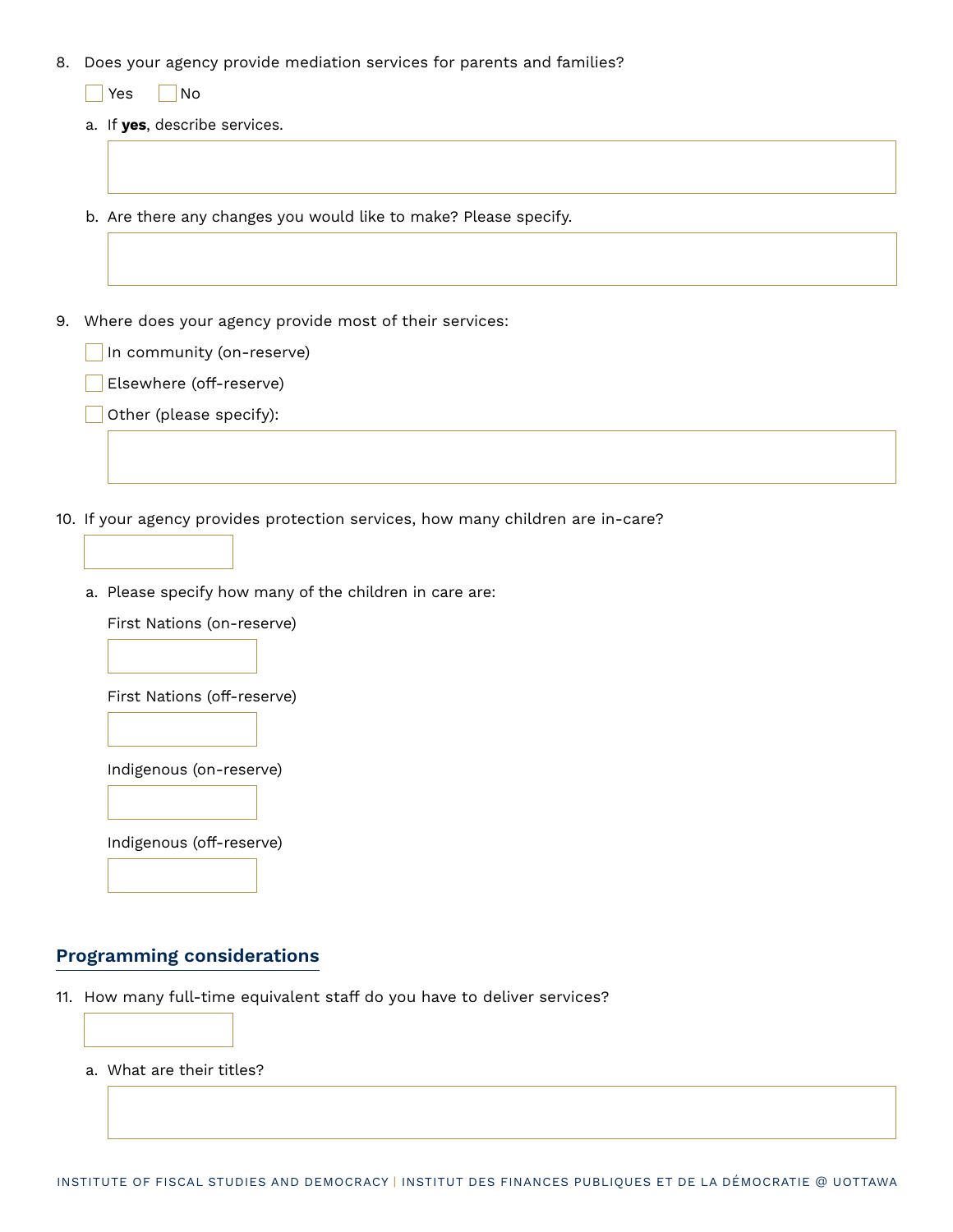8. Does your agency provide mediation services for parents and families?

   ☐ Yes ☐ No

   a. If **yes**, describe services.

   b. Are there any changes you would like to make? Please specify.

9. Where does your agency provide most of their services:

   ☐ In community (on-reserve)

   ☐ Elsewhere (off-reserve)

   ☐ Other (please specify):

10. If your agency provides protection services, how many children are in-care?

    a. Please specify how many of the children in care are:

       First Nations (on-reserve)

       First Nations (off-reserve)

       Indigenous (on-reserve)

       Indigenous (off-reserve)

## Programming considerations

11. How many full-time equivalent staff do you have to deliver services?

    a. What are their titles?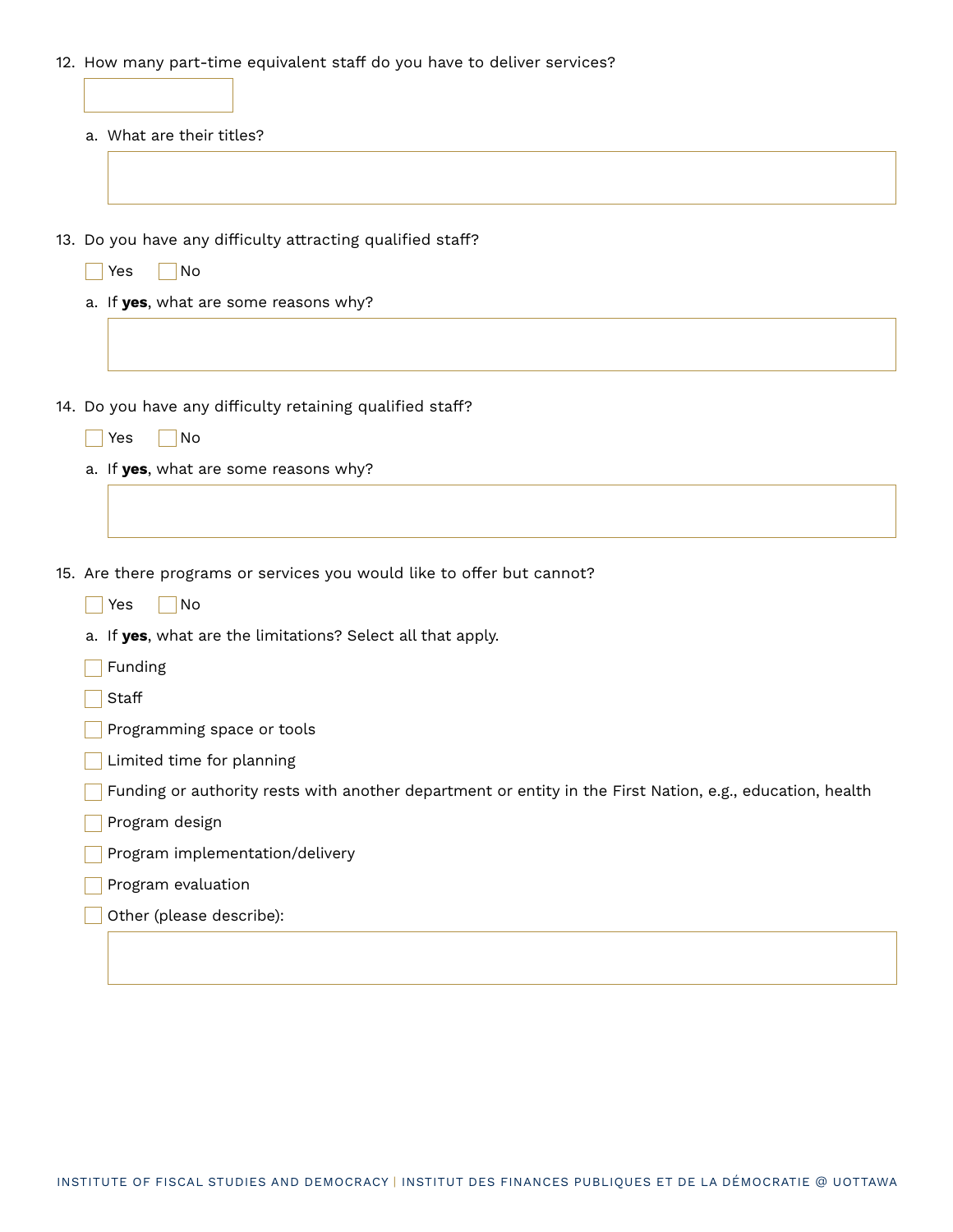12. How many part-time equivalent staff do you have to deliver services?

    a. What are their titles?

13. Do you have any difficulty attracting qualified staff?

    - [ ] Yes
    - [ ] No

    a. If **yes**, what are some reasons why?

14. Do you have any difficulty retaining qualified staff?

    - [ ] Yes
    - [ ] No

    a. If **yes**, what are some reasons why?

15. Are there programs or services you would like to offer but cannot?

    - [ ] Yes
    - [ ] No

    a. If **yes**, what are the limitations? Select all that apply.

    - [ ] Funding
    - [ ] Staff
    - [ ] Programming space or tools
    - [ ] Limited time for planning
    - [ ] Funding or authority rests with another department or entity in the First Nation, e.g., education, health
    - [ ] Program design
    - [ ] Program implementation/delivery
    - [ ] Program evaluation
    - [ ] Other (please describe):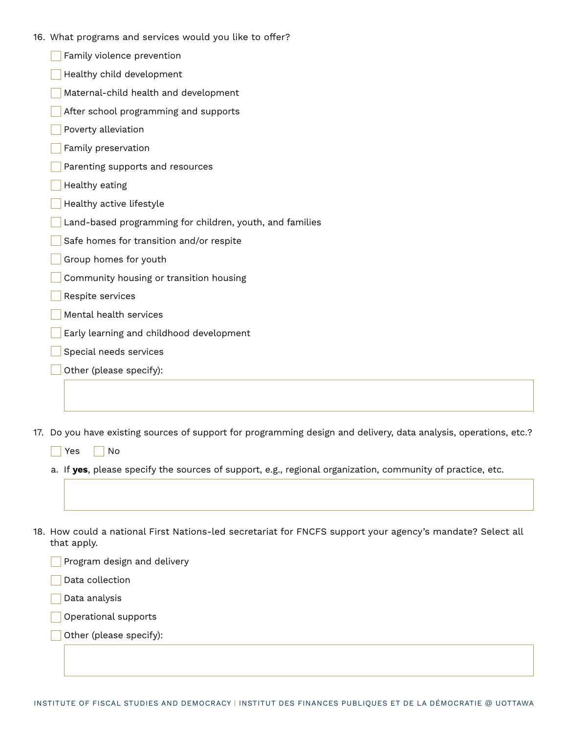16. What programs and services would you like to offer?

- [ ] Family violence prevention
- [ ] Healthy child development
- [ ] Maternal-child health and development
- [ ] After school programming and supports
- [ ] Poverty alleviation
- [ ] Family preservation
- [ ] Parenting supports and resources
- [ ] Healthy eating
- [ ] Healthy active lifestyle
- [ ] Land-based programming for children, youth, and families
- [ ] Safe homes for transition and/or respite
- [ ] Group homes for youth
- [ ] Community housing or transition housing
- [ ] Respite services
- [ ] Mental health services
- [ ] Early learning and childhood development
- [ ] Special needs services
- [ ] Other (please specify):

17. Do you have existing sources of support for programming design and delivery, data analysis, operations, etc.?

- [ ] Yes
- [ ] No

a. If **yes**, please specify the sources of support, e.g., regional organization, community of practice, etc.

18. How could a national First Nations-led secretariat for FNCFS support your agency's mandate? Select all that apply.

- [ ] Program design and delivery
- [ ] Data collection
- [ ] Data analysis
- [ ] Operational supports
- [ ] Other (please specify):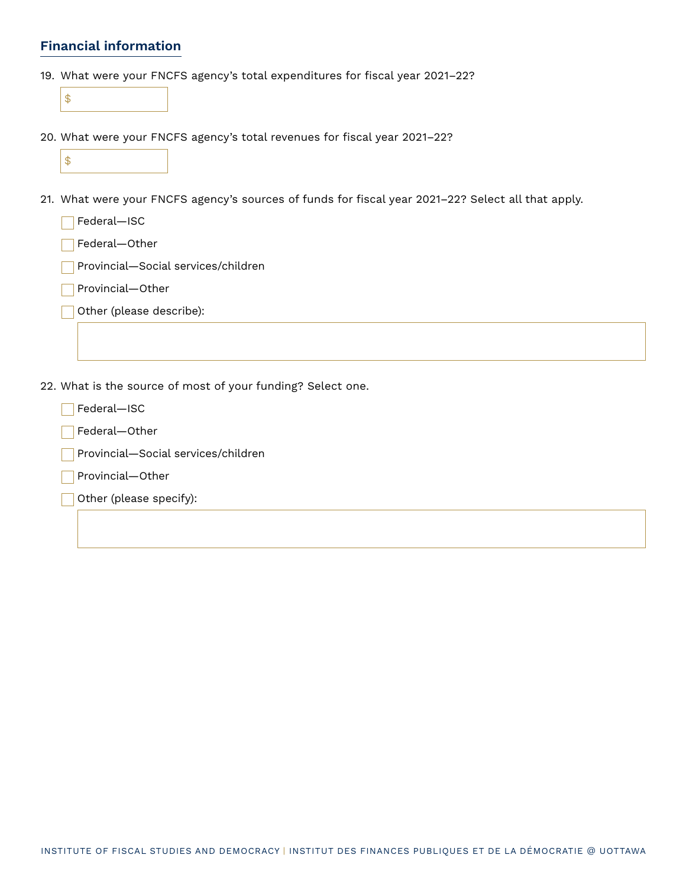## Financial information

19. What were your FNCFS agency's total expenditures for fiscal year 2021–22?

    $ ______

20. What were your FNCFS agency's total revenues for fiscal year 2021–22?

    $ ______

21. What were your FNCFS agency's sources of funds for fiscal year 2021–22? Select all that apply.

    - [ ] Federal—ISC
    - [ ] Federal—Other
    - [ ] Provincial—Social services/children
    - [ ] Provincial—Other
    - [ ] Other (please describe): ______

22. What is the source of most of your funding? Select one.

    - [ ] Federal—ISC
    - [ ] Federal—Other
    - [ ] Provincial—Social services/children
    - [ ] Provincial—Other
    - [ ] Other (please specify): ______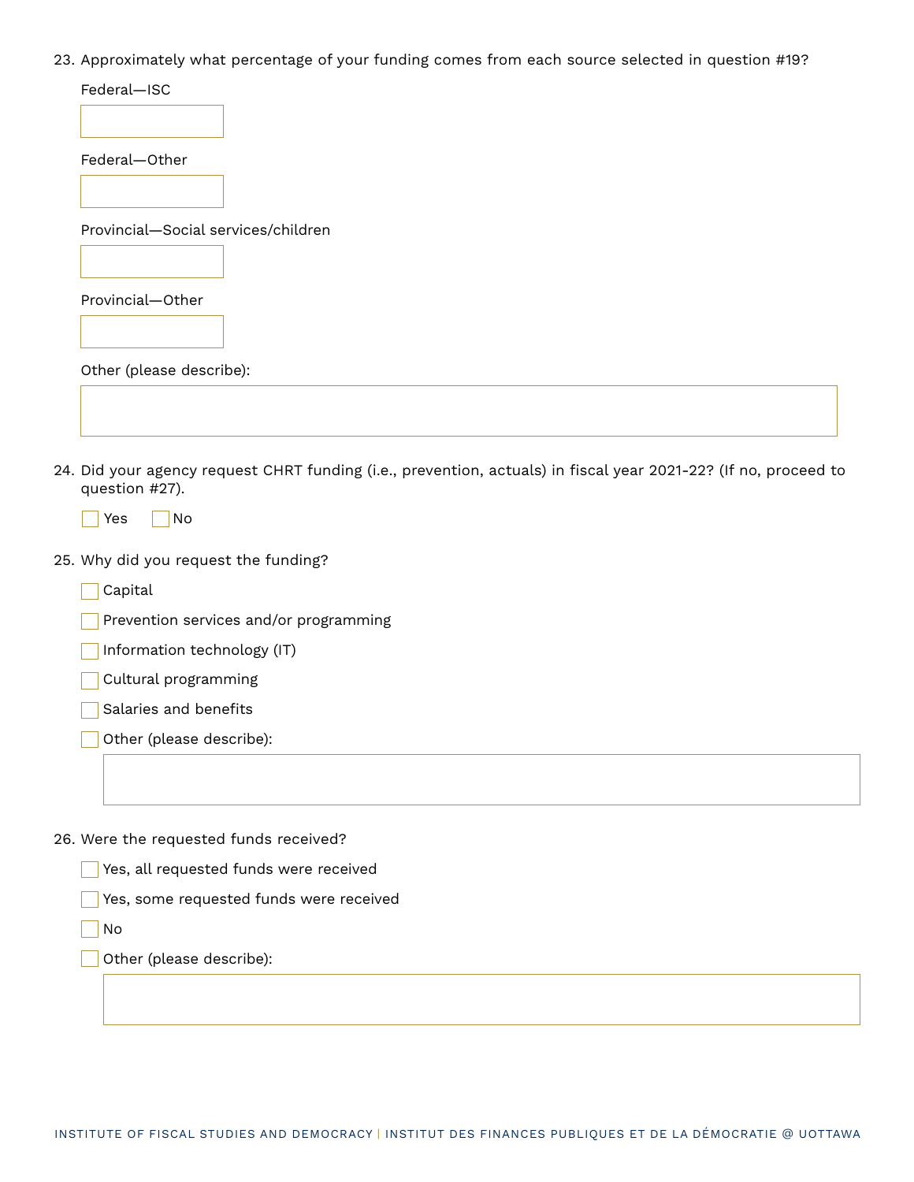23. Approximately what percentage of your funding comes from each source selected in question #19?

    Federal—ISC

    Federal—Other

    Provincial—Social services/children

    Provincial—Other

    Other (please describe):

24. Did your agency request CHRT funding (i.e., prevention, actuals) in fiscal year 2021-22? (If no, proceed to question #27).

    - [ ] Yes
    - [ ] No

25. Why did you request the funding?

    - [ ] Capital
    - [ ] Prevention services and/or programming
    - [ ] Information technology (IT)
    - [ ] Cultural programming
    - [ ] Salaries and benefits
    - [ ] Other (please describe):

26. Were the requested funds received?

    - [ ] Yes, all requested funds were received
    - [ ] Yes, some requested funds were received
    - [ ] No
    - [ ] Other (please describe):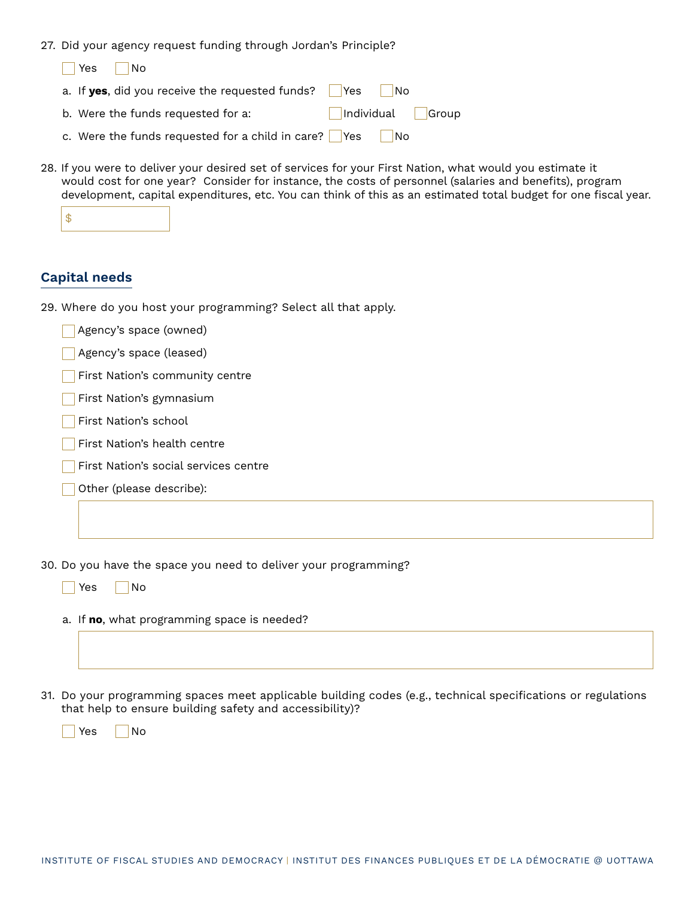27. Did your agency request funding through Jordan's Principle?

☐ Yes ☐ No

a. If **yes**, did you receive the requested funds? ☐ Yes ☐ No

b. Were the funds requested for a: ☐ Individual ☐ Group

c. Were the funds requested for a child in care? ☐ Yes ☐ No

28. If you were to deliver your desired set of services for your First Nation, what would you estimate it would cost for one year? Consider for instance, the costs of personnel (salaries and benefits), program development, capital expenditures, etc. You can think of this as an estimated total budget for one fiscal year.

$ ____________

## Capital needs

29. Where do you host your programming? Select all that apply.

☐ Agency's space (owned)

☐ Agency's space (leased)

☐ First Nation's community centre

☐ First Nation's gymnasium

☐ First Nation's school

☐ First Nation's health centre

☐ First Nation's social services centre

☐ Other (please describe):

____________

30. Do you have the space you need to deliver your programming?

☐ Yes ☐ No

a. If **no**, what programming space is needed?

____________

31. Do your programming spaces meet applicable building codes (e.g., technical specifications or regulations that help to ensure building safety and accessibility)?

☐ Yes ☐ No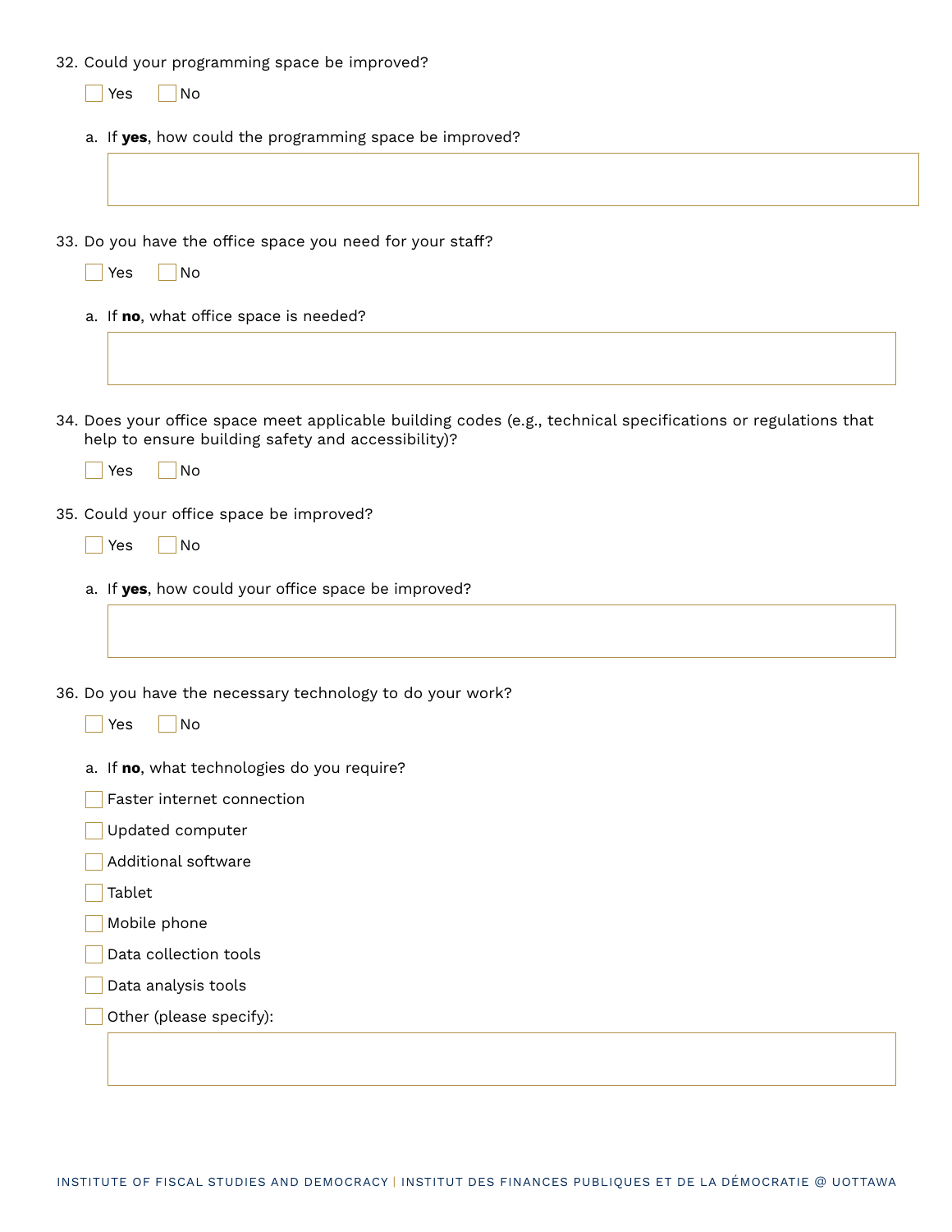32. Could your programming space be improved?

    ☐ Yes ☐ No

    a. If **yes**, how could the programming space be improved?

33. Do you have the office space you need for your staff?

    ☐ Yes ☐ No

    a. If **no**, what office space is needed?

34. Does your office space meet applicable building codes (e.g., technical specifications or regulations that help to ensure building safety and accessibility)?

    ☐ Yes ☐ No

35. Could your office space be improved?

    ☐ Yes ☐ No

    a. If **yes**, how could your office space be improved?

36. Do you have the necessary technology to do your work?

    ☐ Yes ☐ No

    a. If **no**, what technologies do you require?

    ☐ Faster internet connection

    ☐ Updated computer

    ☐ Additional software

    ☐ Tablet

    ☐ Mobile phone

    ☐ Data collection tools

    ☐ Data analysis tools

    ☐ Other (please specify):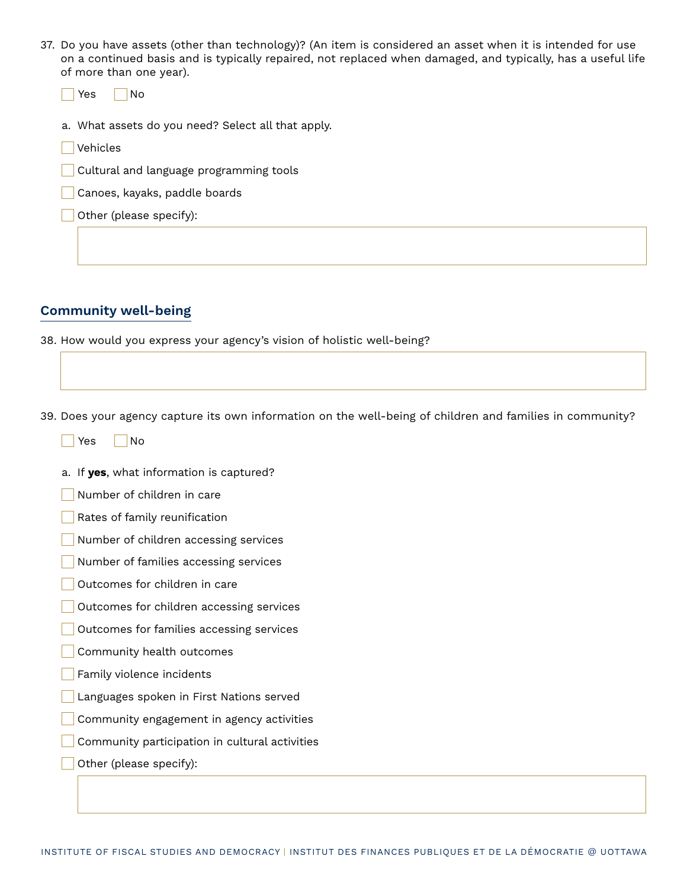37. Do you have assets (other than technology)? (An item is considered an asset when it is intended for use on a continued basis and is typically repaired, not replaced when damaged, and typically, has a useful life of more than one year).

- [ ] Yes
- [ ] No

a. What assets do you need? Select all that apply.

- [ ] Vehicles
- [ ] Cultural and language programming tools
- [ ] Canoes, kayaks, paddle boards
- [ ] Other (please specify):

## Community well-being

38. How would you express your agency's vision of holistic well-being?

39. Does your agency capture its own information on the well-being of children and families in community?

- [ ] Yes
- [ ] No

a. If **yes**, what information is captured?

- [ ] Number of children in care
- [ ] Rates of family reunification
- [ ] Number of children accessing services
- [ ] Number of families accessing services
- [ ] Outcomes for children in care
- [ ] Outcomes for children accessing services
- [ ] Outcomes for families accessing services
- [ ] Community health outcomes
- [ ] Family violence incidents
- [ ] Languages spoken in First Nations served
- [ ] Community engagement in agency activities
- [ ] Community participation in cultural activities
- [ ] Other (please specify):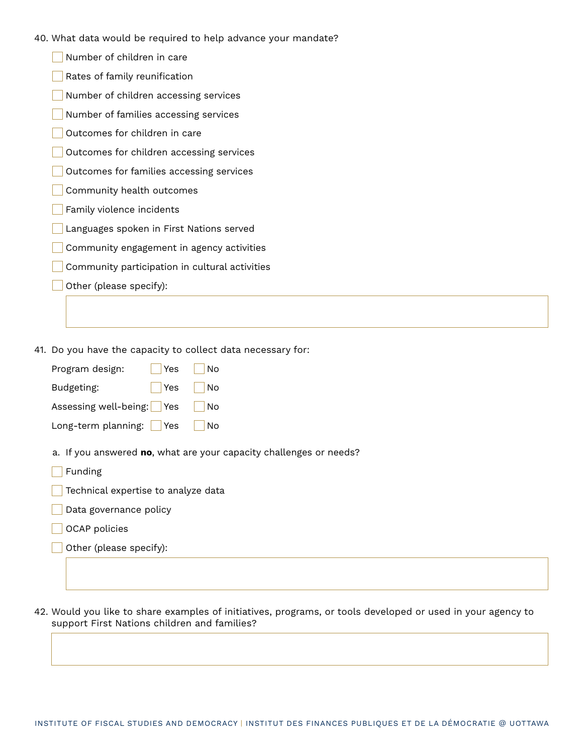40. What data would be required to help advance your mandate?

- [ ] Number of children in care
- [ ] Rates of family reunification
- [ ] Number of children accessing services
- [ ] Number of families accessing services
- [ ] Outcomes for children in care
- [ ] Outcomes for children accessing services
- [ ] Outcomes for families accessing services
- [ ] Community health outcomes
- [ ] Family violence incidents
- [ ] Languages spoken in First Nations served
- [ ] Community engagement in agency activities
- [ ] Community participation in cultural activities
- [ ] Other (please specify):

41. Do you have the capacity to collect data necessary for:

| | | |
|---|---|---|
| Program design: | [ ] Yes | [ ] No |
| Budgeting: | [ ] Yes | [ ] No |
| Assessing well-being: | [ ] Yes | [ ] No |
| Long-term planning: | [ ] Yes | [ ] No |

a. If you answered **no**, what are your capacity challenges or needs?

- [ ] Funding
- [ ] Technical expertise to analyze data
- [ ] Data governance policy
- [ ] OCAP policies
- [ ] Other (please specify):

42. Would you like to share examples of initiatives, programs, or tools developed or used in your agency to support First Nations children and families?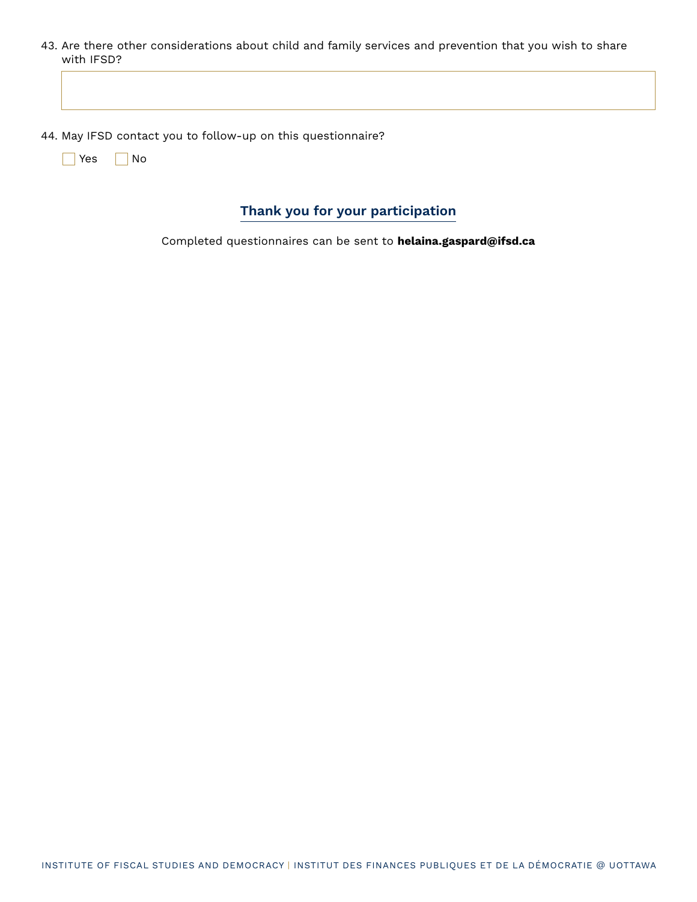43. Are there other considerations about child and family services and prevention that you wish to share with IFSD?

44. May IFSD contact you to follow-up on this questionnaire?

☐ Yes ☐ No

## Thank you for your participation

Completed questionnaires can be sent to **helaina.gaspard@ifsd.ca**